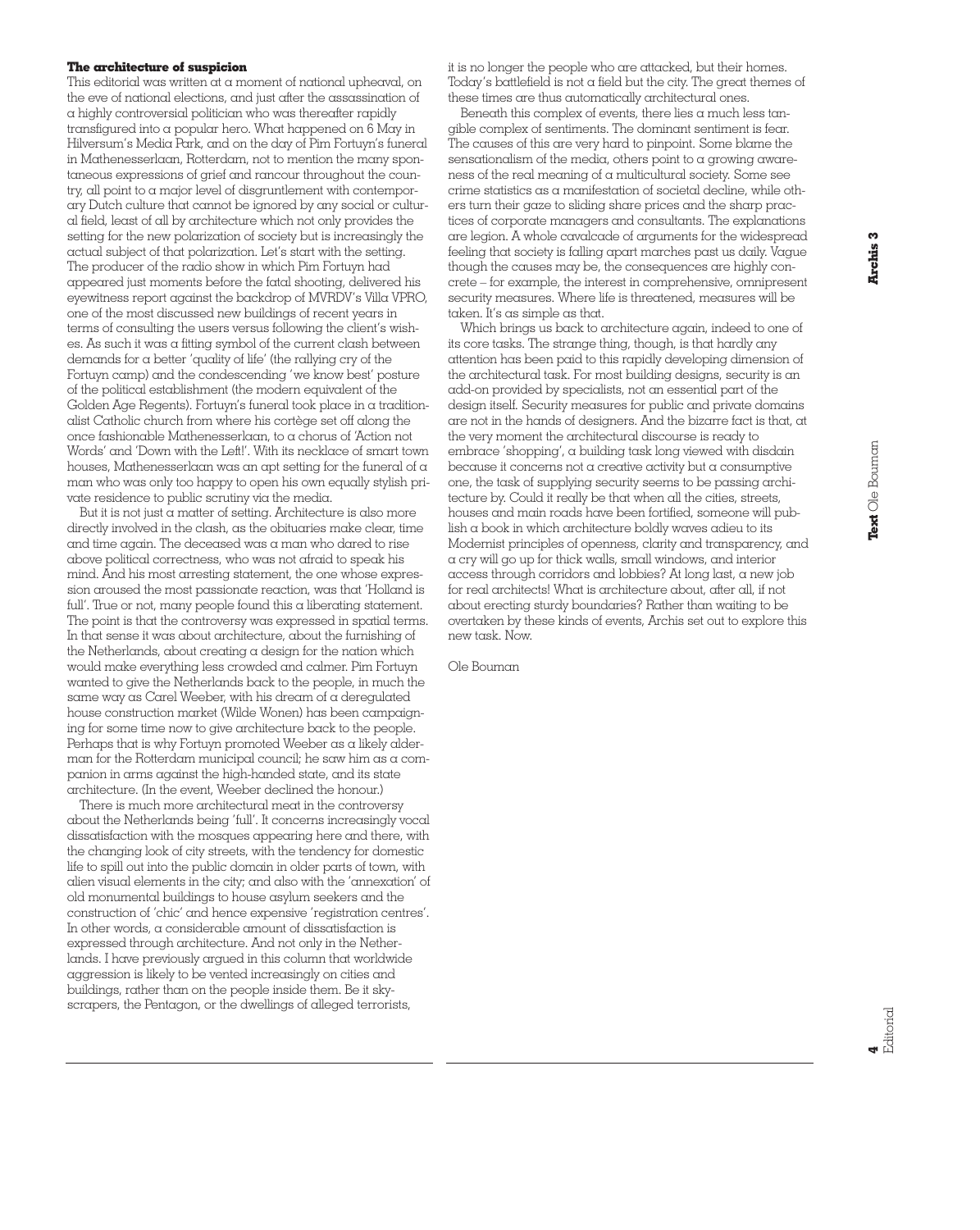## The architecture of suspicion

This editorial was written at a moment of national upheaval, on the eve of national elections, and just after the assassination of a highly controversial politician who was thereafter rapidly transfigured into a popular hero. What happened on 6 May in Hilversum's Media Park, and on the day of Pim Fortuyn's funeral in Mathenesserlaan, Rotterdam, not to mention the many spontaneous expressions of grief and rancour throughout the country, all point to a major level of disgruntlement with contemporary Dutch culture that cannot be ignored by any social or cultural field, least of all by architecture which not only provides the setting for the new polarization of society but is increasingly the actual subject of that polarization. Let's start with the setting. The producer of the radio show in which Pim Fortuyn had appeared just moments before the fatal shooting, delivered his eyewitness report against the backdrop of MVRDV's Villa VPRO, one of the most discussed new buildings of recent years in terms of consulting the users versus following the client's wishes. As such it was a fitting symbol of the current clash between demands for a better 'quality of life' (the rallying cry of the Fortuyn camp) and the condescending 'we know best' posture of the political establishment (the modern equivalent of the Golden Age Regents). Fortuyn's funeral took place in a traditionalist Catholic church from where his cortège set off along the once fashionable Mathenesserlaan, to a chorus of 'Action not Words' and 'Down with the Left!'. With its necklace of smart town houses, Mathenesserlaan was an apt setting for the funeral of a man who was only too happy to open his own equally stylish private residence to public scrutiny via the media.

But it is not just a matter of setting. Architecture is also more directly involved in the clash, as the obituaries make clear, time and time again. The deceased was a man who dared to rise above political correctness, who was not afraid to speak his mind. And his most arresting statement, the one whose expression aroused the most passionate reaction, was that 'Holland is full'. True or not, many people found this a liberating statement. The point is that the controversy was expressed in spatial terms. In that sense it was about architecture, about the furnishing of the Netherlands, about creating a design for the nation which would make everything less crowded and calmer. Pim Fortuyn wanted to give the Netherlands back to the people, in much the same way as Carel Weeber, with his dream of a deregulated house construction market (Wilde Wonen) has been campaigning for some time now to give architecture back to the people. Perhaps that is why Fortuyn promoted Weeber as a likely alderman for the Rotterdam municipal council; he saw him as a companion in arms against the high-handed state, and its state architecture. (In the event, Weeber declined the honour.)

There is much more architectural meat in the controversy about the Netherlands being 'full'. It concerns increasingly vocal dissatisfaction with the mosques appearing here and there, with the changing look of city streets, with the tendency for domestic life to spill out into the public domain in older parts of town, with alien visual elements in the city; and also with the 'annexation' of old monumental buildings to house asylum seekers and the construction of 'chic' and hence expensive 'registration centres'. In other words, a considerable amount of dissatisfaction is expressed through architecture. And not only in the Netherlands. I have previously argued in this column that worldwide aggression is likely to be vented increasingly on cities and buildings, rather than on the people inside them. Be it skyscrapers, the Pentagon, or the dwellings of alleged terrorists, it is no longer the people who are attacked, but their homes. Today's battlefield is not a field but the city. The great themes of these times are thus automatically architectural ones.

Beneath this complex of events, there lies a much less tangible complex of sentiments. The dominant sentiment is fear. The causes of this are very hard to pinpoint. Some blame the sensationalism of the media, others point to a growing awareness of the real meaning of a multicultural society. Some see crime statistics as a manifestation of societal decline, while others turn their gaze to sliding share prices and the sharp practices of corporate managers and consultants. The explanations are legion. A whole cavalcade of arguments for the widespread feeling that society is falling apart marches past us daily. Vague though the causes may be, the consequences are highly concrete – for example, the interest in comprehensive, omnipresent security measures. Where life is threatened, measures will be taken. It's as simple as that.

Which brings us back to architecture again, indeed to one of its core tasks. The strange thing, though, is that hardly any attention has been paid to this rapidly developing dimension of the architectural task. For most building designs, security is an add-on provided by specialists, not an essential part of the design itself. Security measures for public and private domains are not in the hands of designers. And the bizarre fact is that, at the very moment the architectural discourse is ready to embrace 'shopping', a building task long viewed with disdain because it concerns not a creative activity but a consumptive one, the task of supplying security seems to be passing architecture by. Could it really be that when all the cities, streets, houses and main roads have been fortified, someone will publish a book in which architecture boldly waves adieu to its Modernist principles of openness, clarity and transparency, and a cry will go up for thick walls, small windows, and interior access through corridors and lobbies? At long last, a new job for real architects! What is architecture about, after all, if not about erecting sturdy boundaries? Rather than waiting to be overtaken by these kinds of events, Archis set out to explore this new task. Now.

Ole Bouman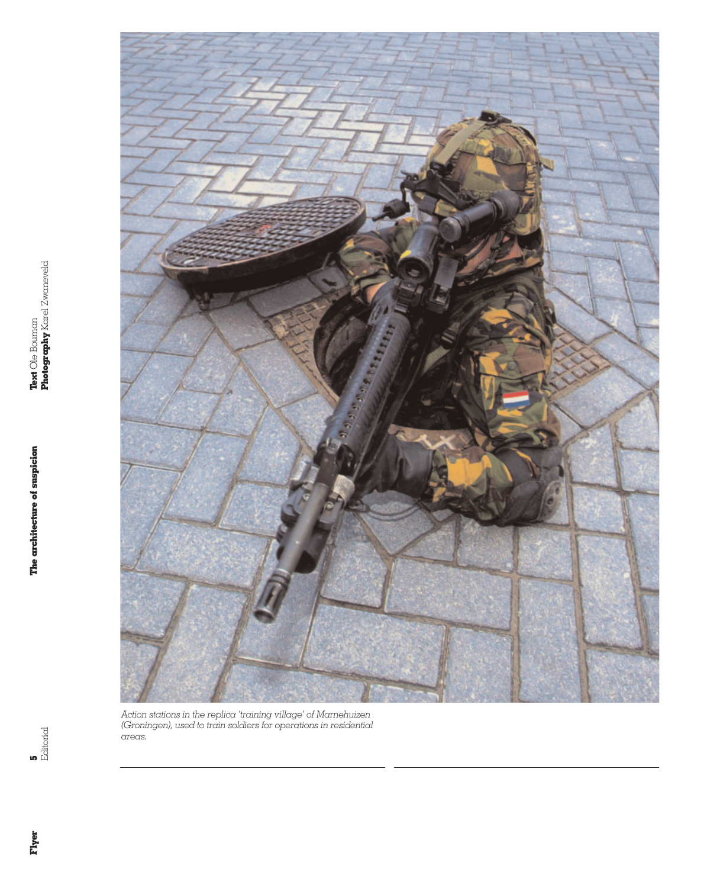Text Ole Bouman
Photography Karel Zwaneveld

*Action stations in the replica 'training village' of Marnehuizen (Groningen), used to train soldiers for operations in residential areas.*